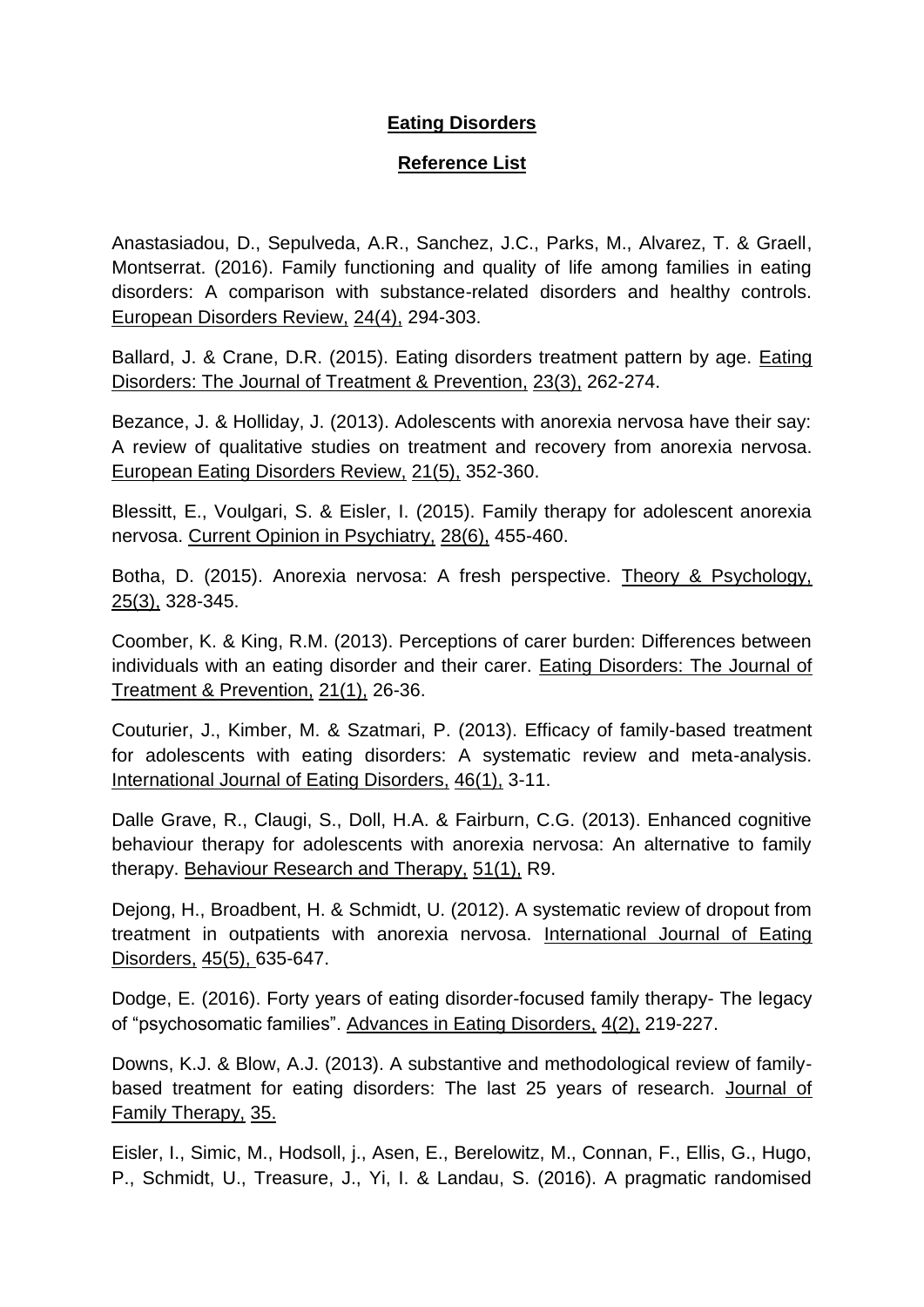**Eating Disorders**

**Reference List**

Anastasiadou, D., Sepulveda, A.R., Sanchez, J.C., Parks, M., Alvarez, T. & Graell, Montserrat. (2016). Family functioning and quality of life among families in eating disorders: A comparison with substance-related disorders and healthy controls. European Disorders Review, 24(4), 294-303.

Ballard, J. & Crane, D.R. (2015). Eating disorders treatment pattern by age. Eating Disorders: The Journal of Treatment & Prevention, 23(3), 262-274.

Bezance, J. & Holliday, J. (2013). Adolescents with anorexia nervosa have their say: A review of qualitative studies on treatment and recovery from anorexia nervosa. European Eating Disorders Review, 21(5), 352-360.

Blessitt, E., Voulgari, S. & Eisler, I. (2015). Family therapy for adolescent anorexia nervosa. Current Opinion in Psychiatry, 28(6), 455-460.

Botha, D. (2015). Anorexia nervosa: A fresh perspective. Theory & Psychology, 25(3), 328-345.

Coomber, K. & King, R.M. (2013). Perceptions of carer burden: Differences between individuals with an eating disorder and their carer. Eating Disorders: The Journal of Treatment & Prevention, 21(1), 26-36.

Couturier, J., Kimber, M. & Szatmari, P. (2013). Efficacy of family-based treatment for adolescents with eating disorders: A systematic review and meta-analysis. International Journal of Eating Disorders, 46(1), 3-11.

Dalle Grave, R., Claugi, S., Doll, H.A. & Fairburn, C.G. (2013). Enhanced cognitive behaviour therapy for adolescents with anorexia nervosa: An alternative to family therapy. Behaviour Research and Therapy, 51(1), R9.

Dejong, H., Broadbent, H. & Schmidt, U. (2012). A systematic review of dropout from treatment in outpatients with anorexia nervosa. International Journal of Eating Disorders, 45(5), 635-647.

Dodge, E. (2016). Forty years of eating disorder-focused family therapy- The legacy of "psychosomatic families". Advances in Eating Disorders, 4(2), 219-227.

Downs, K.J. & Blow, A.J. (2013). A substantive and methodological review of family-based treatment for eating disorders: The last 25 years of research. Journal of Family Therapy, 35.

Eisler, I., Simic, M., Hodsoll, j., Asen, E., Berelowitz, M., Connan, F., Ellis, G., Hugo, P., Schmidt, U., Treasure, J., Yi, I. & Landau, S. (2016). A pragmatic randomised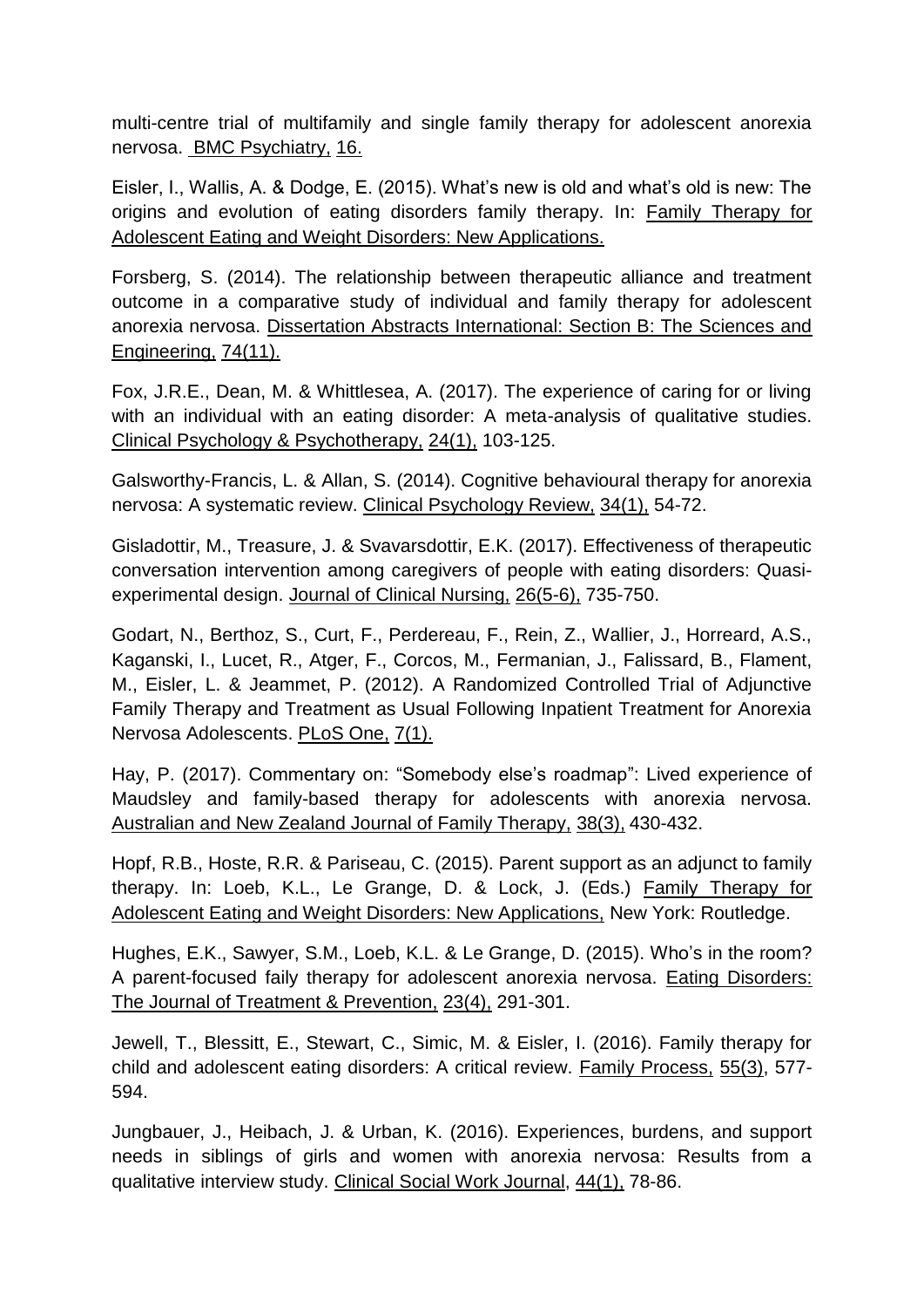multi-centre trial of multifamily and single family therapy for adolescent anorexia nervosa. BMC Psychiatry, 16.

Eisler, I., Wallis, A. & Dodge, E. (2015). What's new is old and what's old is new: The origins and evolution of eating disorders family therapy. In: Family Therapy for Adolescent Eating and Weight Disorders: New Applications.

Forsberg, S. (2014). The relationship between therapeutic alliance and treatment outcome in a comparative study of individual and family therapy for adolescent anorexia nervosa. Dissertation Abstracts International: Section B: The Sciences and Engineering, 74(11).

Fox, J.R.E., Dean, M. & Whittlesea, A. (2017). The experience of caring for or living with an individual with an eating disorder: A meta-analysis of qualitative studies. Clinical Psychology & Psychotherapy, 24(1), 103-125.

Galsworthy-Francis, L. & Allan, S. (2014). Cognitive behavioural therapy for anorexia nervosa: A systematic review. Clinical Psychology Review, 34(1), 54-72.

Gisladottir, M., Treasure, J. & Svavarsdottir, E.K. (2017). Effectiveness of therapeutic conversation intervention among caregivers of people with eating disorders: Quasi-experimental design. Journal of Clinical Nursing, 26(5-6), 735-750.

Godart, N., Berthoz, S., Curt, F., Perdereau, F., Rein, Z., Wallier, J., Horreard, A.S., Kaganski, I., Lucet, R., Atger, F., Corcos, M., Fermanian, J., Falissard, B., Flament, M., Eisler, L. & Jeammet, P. (2012). A Randomized Controlled Trial of Adjunctive Family Therapy and Treatment as Usual Following Inpatient Treatment for Anorexia Nervosa Adolescents. PLoS One, 7(1).

Hay, P. (2017). Commentary on: "Somebody else's roadmap": Lived experience of Maudsley and family-based therapy for adolescents with anorexia nervosa. Australian and New Zealand Journal of Family Therapy, 38(3), 430-432.

Hopf, R.B., Hoste, R.R. & Pariseau, C. (2015). Parent support as an adjunct to family therapy. In: Loeb, K.L., Le Grange, D. & Lock, J. (Eds.) Family Therapy for Adolescent Eating and Weight Disorders: New Applications, New York: Routledge.

Hughes, E.K., Sawyer, S.M., Loeb, K.L. & Le Grange, D. (2015). Who's in the room? A parent-focused faily therapy for adolescent anorexia nervosa. Eating Disorders: The Journal of Treatment & Prevention, 23(4), 291-301.

Jewell, T., Blessitt, E., Stewart, C., Simic, M. & Eisler, I. (2016). Family therapy for child and adolescent eating disorders: A critical review. Family Process, 55(3), 577-594.

Jungbauer, J., Heibach, J. & Urban, K. (2016). Experiences, burdens, and support needs in siblings of girls and women with anorexia nervosa: Results from a qualitative interview study. Clinical Social Work Journal, 44(1), 78-86.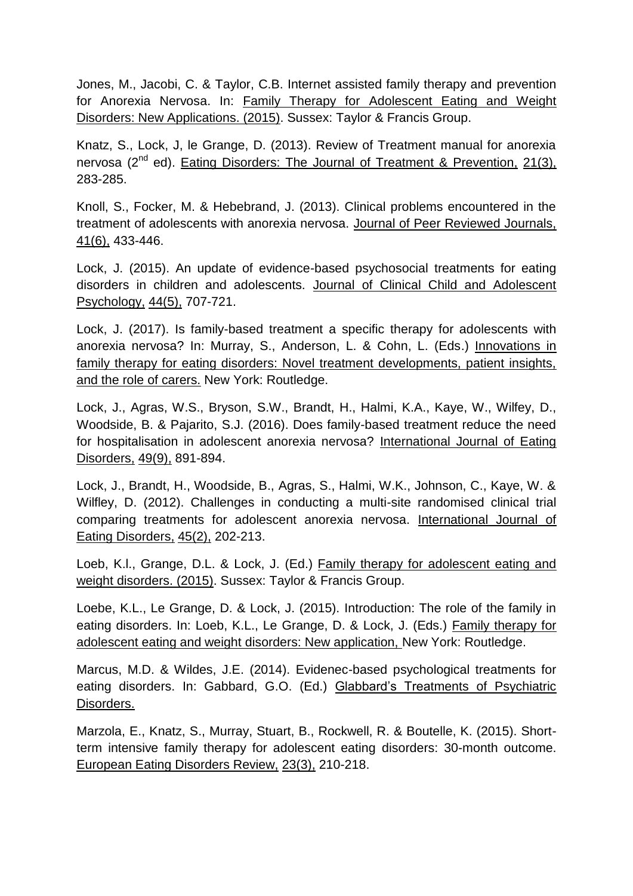Jones, M., Jacobi, C. & Taylor, C.B. Internet assisted family therapy and prevention for Anorexia Nervosa. In: Family Therapy for Adolescent Eating and Weight Disorders: New Applications. (2015). Sussex: Taylor & Francis Group.

Knatz, S., Lock, J, le Grange, D. (2013). Review of Treatment manual for anorexia nervosa (2[nd] ed). Eating Disorders: The Journal of Treatment & Prevention, 21(3), 283-285.

Knoll, S., Focker, M. & Hebebrand, J. (2013). Clinical problems encountered in the treatment of adolescents with anorexia nervosa. Journal of Peer Reviewed Journals, 41(6), 433-446.

Lock, J. (2015). An update of evidence-based psychosocial treatments for eating disorders in children and adolescents. Journal of Clinical Child and Adolescent Psychology, 44(5), 707-721.

Lock, J. (2017). Is family-based treatment a specific therapy for adolescents with anorexia nervosa? In: Murray, S., Anderson, L. & Cohn, L. (Eds.) Innovations in family therapy for eating disorders: Novel treatment developments, patient insights, and the role of carers. New York: Routledge.

Lock, J., Agras, W.S., Bryson, S.W., Brandt, H., Halmi, K.A., Kaye, W., Wilfey, D., Woodside, B. & Pajarito, S.J. (2016). Does family-based treatment reduce the need for hospitalisation in adolescent anorexia nervosa? International Journal of Eating Disorders, 49(9), 891-894.

Lock, J., Brandt, H., Woodside, B., Agras, S., Halmi, W.K., Johnson, C., Kaye, W. & Wilfley, D. (2012). Challenges in conducting a multi-site randomised clinical trial comparing treatments for adolescent anorexia nervosa. International Journal of Eating Disorders, 45(2), 202-213.

Loeb, K.l., Grange, D.L. & Lock, J. (Ed.) Family therapy for adolescent eating and weight disorders. (2015). Sussex: Taylor & Francis Group.

Loebe, K.L., Le Grange, D. & Lock, J. (2015). Introduction: The role of the family in eating disorders. In: Loeb, K.L., Le Grange, D. & Lock, J. (Eds.) Family therapy for adolescent eating and weight disorders: New application, New York: Routledge.

Marcus, M.D. & Wildes, J.E. (2014). Evidenec-based psychological treatments for eating disorders. In: Gabbard, G.O. (Ed.) Glabbard's Treatments of Psychiatric Disorders.

Marzola, E., Knatz, S., Murray, Stuart, B., Rockwell, R. & Boutelle, K. (2015). Short-term intensive family therapy for adolescent eating disorders: 30-month outcome. European Eating Disorders Review, 23(3), 210-218.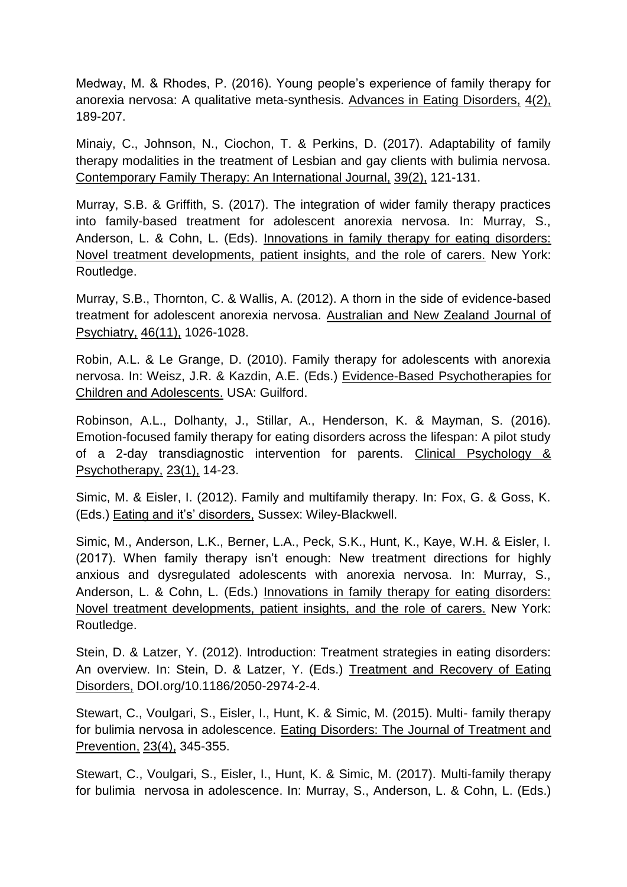Medway, M. & Rhodes, P. (2016). Young people's experience of family therapy for anorexia nervosa: A qualitative meta-synthesis. Advances in Eating Disorders, 4(2), 189-207.

Minaiy, C., Johnson, N., Ciochon, T. & Perkins, D. (2017). Adaptability of family therapy modalities in the treatment of Lesbian and gay clients with bulimia nervosa. Contemporary Family Therapy: An International Journal, 39(2), 121-131.

Murray, S.B. & Griffith, S. (2017). The integration of wider family therapy practices into family-based treatment for adolescent anorexia nervosa. In: Murray, S., Anderson, L. & Cohn, L. (Eds). Innovations in family therapy for eating disorders: Novel treatment developments, patient insights, and the role of carers. New York: Routledge.

Murray, S.B., Thornton, C. & Wallis, A. (2012). A thorn in the side of evidence-based treatment for adolescent anorexia nervosa. Australian and New Zealand Journal of Psychiatry, 46(11), 1026-1028.

Robin, A.L. & Le Grange, D. (2010). Family therapy for adolescents with anorexia nervosa. In: Weisz, J.R. & Kazdin, A.E. (Eds.) Evidence-Based Psychotherapies for Children and Adolescents. USA: Guilford.

Robinson, A.L., Dolhanty, J., Stillar, A., Henderson, K. & Mayman, S. (2016). Emotion-focused family therapy for eating disorders across the lifespan: A pilot study of a 2-day transdiagnostic intervention for parents. Clinical Psychology & Psychotherapy, 23(1), 14-23.

Simic, M. & Eisler, I. (2012). Family and multifamily therapy. In: Fox, G. & Goss, K. (Eds.) Eating and it's' disorders, Sussex: Wiley-Blackwell.

Simic, M., Anderson, L.K., Berner, L.A., Peck, S.K., Hunt, K., Kaye, W.H. & Eisler, I. (2017). When family therapy isn't enough: New treatment directions for highly anxious and dysregulated adolescents with anorexia nervosa. In: Murray, S., Anderson, L. & Cohn, L. (Eds.) Innovations in family therapy for eating disorders: Novel treatment developments, patient insights, and the role of carers. New York: Routledge.

Stein, D. & Latzer, Y. (2012). Introduction: Treatment strategies in eating disorders: An overview. In: Stein, D. & Latzer, Y. (Eds.) Treatment and Recovery of Eating Disorders, DOI.org/10.1186/2050-2974-2-4.

Stewart, C., Voulgari, S., Eisler, I., Hunt, K. & Simic, M. (2015). Multi- family therapy for bulimia nervosa in adolescence. Eating Disorders: The Journal of Treatment and Prevention, 23(4), 345-355.

Stewart, C., Voulgari, S., Eisler, I., Hunt, K. & Simic, M. (2017). Multi-family therapy for bulimia nervosa in adolescence. In: Murray, S., Anderson, L. & Cohn, L. (Eds.)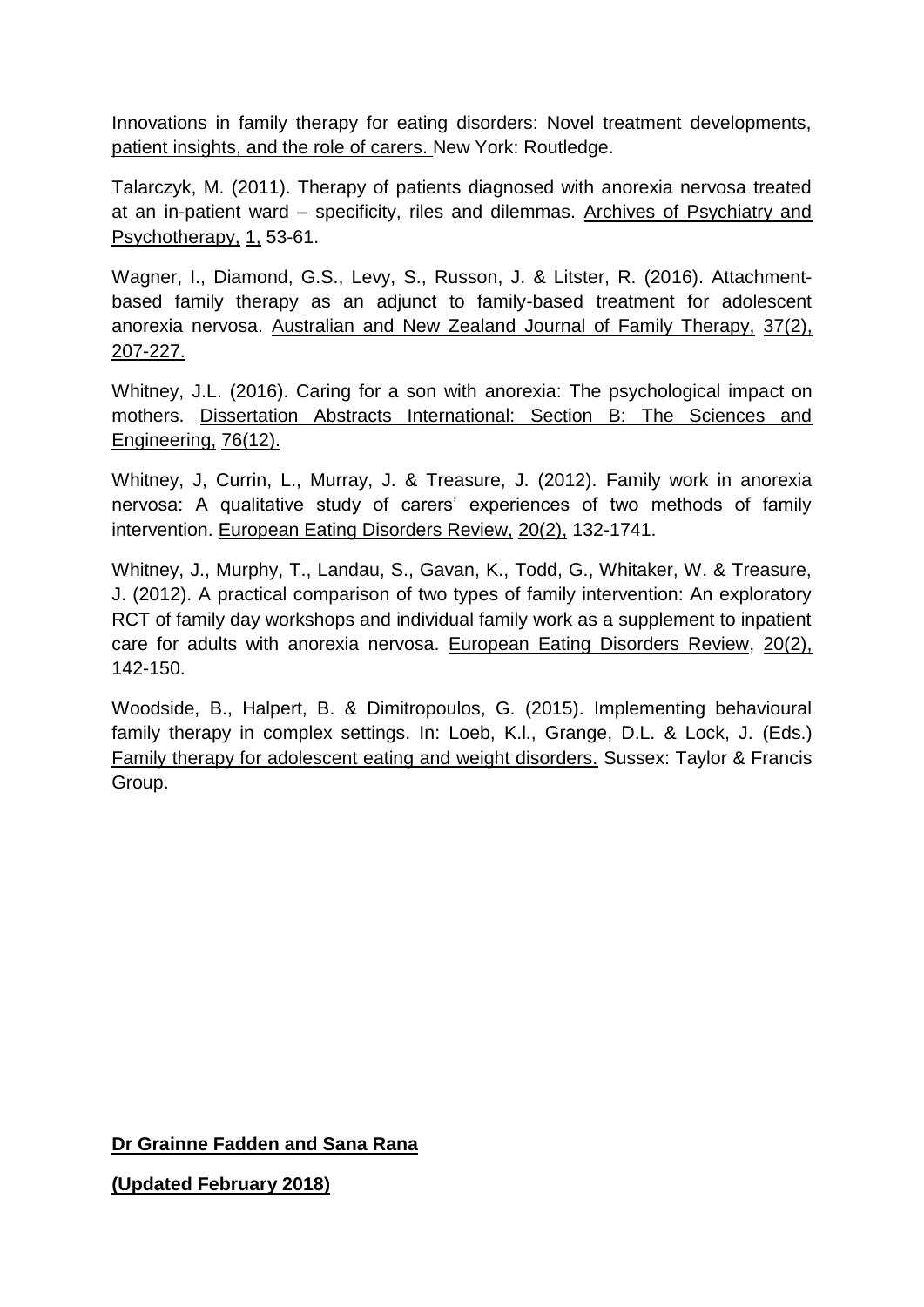Innovations in family therapy for eating disorders: Novel treatment developments, patient insights, and the role of carers. New York: Routledge.

Talarczyk, M. (2011). Therapy of patients diagnosed with anorexia nervosa treated at an in-patient ward – specificity, riles and dilemmas. Archives of Psychiatry and Psychotherapy, 1, 53-61.

Wagner, I., Diamond, G.S., Levy, S., Russon, J. & Litster, R. (2016). Attachment-based family therapy as an adjunct to family-based treatment for adolescent anorexia nervosa. Australian and New Zealand Journal of Family Therapy, 37(2), 207-227.

Whitney, J.L. (2016). Caring for a son with anorexia: The psychological impact on mothers. Dissertation Abstracts International: Section B: The Sciences and Engineering, 76(12).

Whitney, J, Currin, L., Murray, J. & Treasure, J. (2012). Family work in anorexia nervosa: A qualitative study of carers' experiences of two methods of family intervention. European Eating Disorders Review, 20(2), 132-1741.

Whitney, J., Murphy, T., Landau, S., Gavan, K., Todd, G., Whitaker, W. & Treasure, J. (2012). A practical comparison of two types of family intervention: An exploratory RCT of family day workshops and individual family work as a supplement to inpatient care for adults with anorexia nervosa. European Eating Disorders Review, 20(2), 142-150.

Woodside, B., Halpert, B. & Dimitropoulos, G. (2015). Implementing behavioural family therapy in complex settings. In: Loeb, K.l., Grange, D.L. & Lock, J. (Eds.) Family therapy for adolescent eating and weight disorders. Sussex: Taylor & Francis Group.

**Dr Grainne Fadden and Sana Rana**

**(Updated February 2018)**